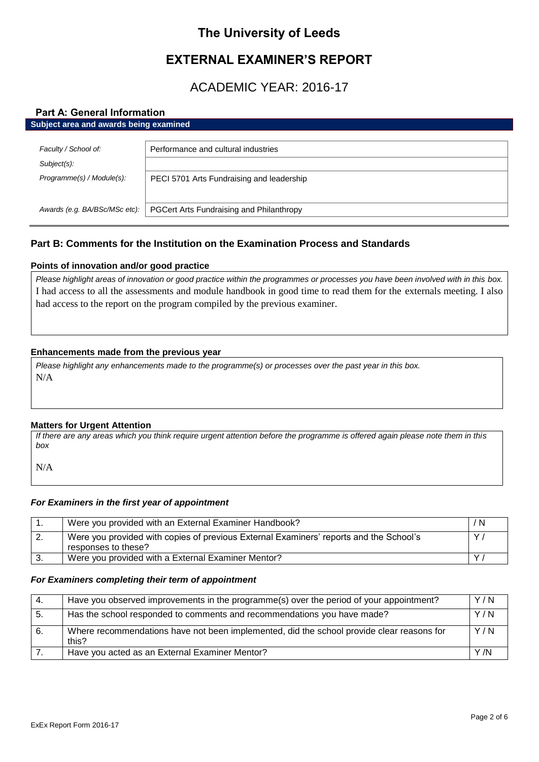# The University of Leeds

## EXTERNAL EXAMINER'S REPORT

## ACADEMIC YEAR: 2016-17

### Part A: General Information

**Subject area and awards being examined**

| | |
|---|---|
| *Faculty / School of:* | Performance and cultural industries |
| *Subject(s):* | |
| *Programme(s) / Module(s):* | PECI 5701 Arts Fundraising and leadership |
| *Awards (e.g. BA/BSc/MSc etc):* | PGCert Arts Fundraising and Philanthropy |

### Part B: Comments for the Institution on the Examination Process and Standards

**Points of innovation and/or good practice**

*Please highlight areas of innovation or good practice within the programmes or processes you have been involved with in this box.*

I had access to all the assessments and module handbook in good time to read them for the externals meeting. I also had access to the report on the program compiled by the previous examiner.

**Enhancements made from the previous year**

*Please highlight any enhancements made to the programme(s) or processes over the past year in this box.*

N/A

**Matters for Urgent Attention**

*If there are any areas which you think require urgent attention before the programme is offered again please note them in this box*

N/A

***For Examiners in the first year of appointment***

| | | |
|---|---|---|
| 1. | Were you provided with an External Examiner Handbook? | / N |
| 2. | Were you provided with copies of previous External Examiners' reports and the School's responses to these? | Y / |
| 3. | Were you provided with a External Examiner Mentor? | Y / |

***For Examiners completing their term of appointment***

| | | |
|---|---|---|
| 4. | Have you observed improvements in the programme(s) over the period of your appointment? | Y / N |
| 5. | Has the school responded to comments and recommendations you have made? | Y / N |
| 6. | Where recommendations have not been implemented, did the school provide clear reasons for this? | Y / N |
| 7. | Have you acted as an External Examiner Mentor? | Y /N |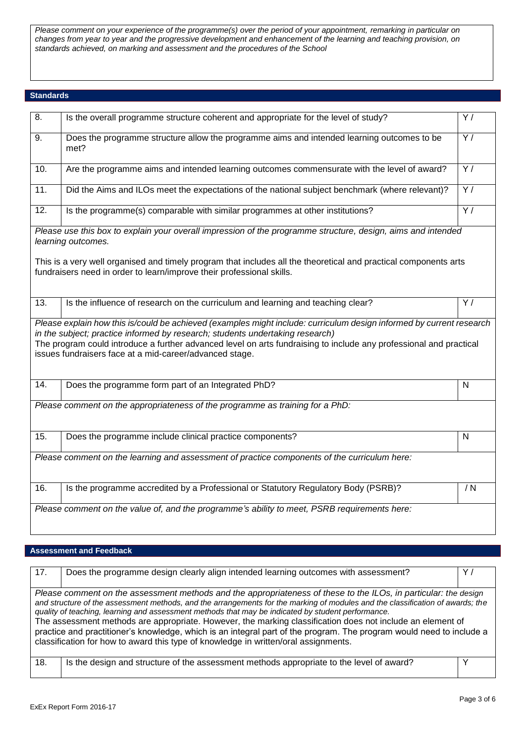*Please comment on your experience of the programme(s) over the period of your appointment, remarking in particular on changes from year to year and the progressive development and enhancement of the learning and teaching provision, on standards achieved, on marking and assessment and the procedures of the School*

## Standards

| | | |
|---|---|---|
| 8. | Is the overall programme structure coherent and appropriate for the level of study? | Y / |
| 9. | Does the programme structure allow the programme aims and intended learning outcomes to be met? | Y / |
| 10. | Are the programme aims and intended learning outcomes commensurate with the level of award? | Y / |
| 11. | Did the Aims and ILOs meet the expectations of the national subject benchmark (where relevant)? | Y / |
| 12. | Is the programme(s) comparable with similar programmes at other institutions? | Y / |

*Please use this box to explain your overall impression of the programme structure, design, aims and intended learning outcomes.*

This is a very well organised and timely program that includes all the theoretical and practical components arts fundraisers need in order to learn/improve their professional skills.

| | | |
|---|---|---|
| 13. | Is the influence of research on the curriculum and learning and teaching clear? | Y / |

*Please explain how this is/could be achieved (examples might include: curriculum design informed by current research in the subject; practice informed by research; students undertaking research)*

The program could introduce a further advanced level on arts fundraising to include any professional and practical issues fundraisers face at a mid-career/advanced stage.

| | | |
|---|---|---|
| 14. | Does the programme form part of an Integrated PhD? | N |

*Please comment on the appropriateness of the programme as training for a PhD:*

| | | |
|---|---|---|
| 15. | Does the programme include clinical practice components? | N |

*Please comment on the learning and assessment of practice components of the curriculum here:*

| | | |
|---|---|---|
| 16. | Is the programme accredited by a Professional or Statutory Regulatory Body (PSRB)? | / N |

*Please comment on the value of, and the programme's ability to meet, PSRB requirements here:*

## Assessment and Feedback

| | | |
|---|---|---|
| 17. | Does the programme design clearly align intended learning outcomes with assessment? | Y / |

*Please comment on the assessment methods and the appropriateness of these to the ILOs, in particular: the design and structure of the assessment methods, and the arrangements for the marking of modules and the classification of awards; the quality of teaching, learning and assessment methods that may be indicated by student performance.*

The assessment methods are appropriate. However, the marking classification does not include an element of practice and practitioner's knowledge, which is an integral part of the program. The program would need to include a classification for how to award this type of knowledge in written/oral assignments.

| | | |
|---|---|---|
| 18. | Is the design and structure of the assessment methods appropriate to the level of award? | Y |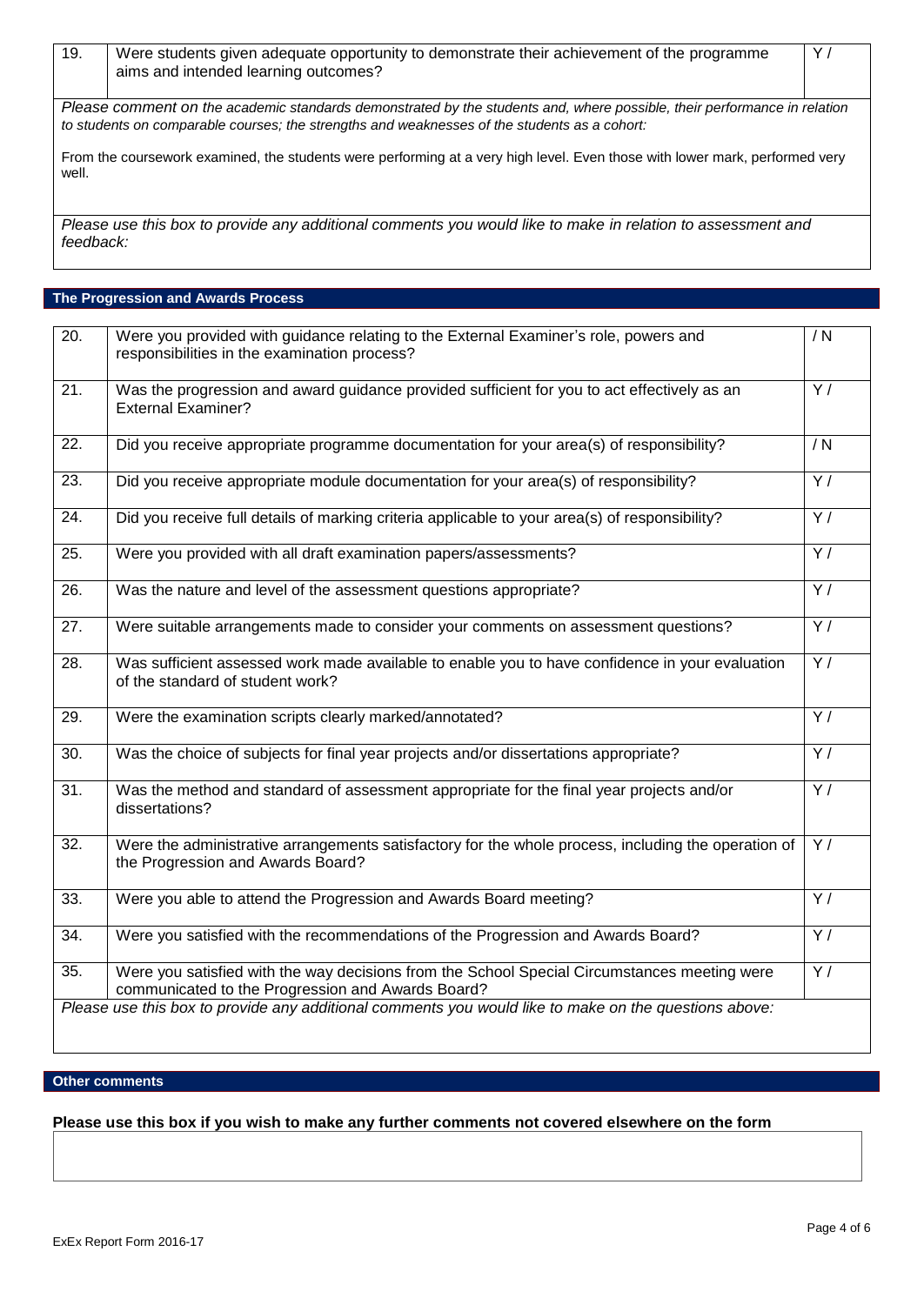| | | |
|---|---|---|
| 19. | Were students given adequate opportunity to demonstrate their achievement of the programme aims and intended learning outcomes? | Y / |

*Please comment on the academic standards demonstrated by the students and, where possible, their performance in relation to students on comparable courses; the strengths and weaknesses of the students as a cohort:*

From the coursework examined, the students were performing at a very high level. Even those with lower mark, performed very well.

*Please use this box to provide any additional comments you would like to make in relation to assessment and feedback:*

## The Progression and Awards Process

| | | |
|---|---|---|
| 20. | Were you provided with guidance relating to the External Examiner's role, powers and responsibilities in the examination process? | / N |
| 21. | Was the progression and award guidance provided sufficient for you to act effectively as an External Examiner? | Y / |
| 22. | Did you receive appropriate programme documentation for your area(s) of responsibility? | / N |
| 23. | Did you receive appropriate module documentation for your area(s) of responsibility? | Y / |
| 24. | Did you receive full details of marking criteria applicable to your area(s) of responsibility? | Y / |
| 25. | Were you provided with all draft examination papers/assessments? | Y / |
| 26. | Was the nature and level of the assessment questions appropriate? | Y / |
| 27. | Were suitable arrangements made to consider your comments on assessment questions? | Y / |
| 28. | Was sufficient assessed work made available to enable you to have confidence in your evaluation of the standard of student work? | Y / |
| 29. | Were the examination scripts clearly marked/annotated? | Y / |
| 30. | Was the choice of subjects for final year projects and/or dissertations appropriate? | Y / |
| 31. | Was the method and standard of assessment appropriate for the final year projects and/or dissertations? | Y / |
| 32. | Were the administrative arrangements satisfactory for the whole process, including the operation of the Progression and Awards Board? | Y / |
| 33. | Were you able to attend the Progression and Awards Board meeting? | Y / |
| 34. | Were you satisfied with the recommendations of the Progression and Awards Board? | Y / |
| 35. | Were you satisfied with the way decisions from the School Special Circumstances meeting were communicated to the Progression and Awards Board? | Y / |

*Please use this box to provide any additional comments you would like to make on the questions above:*

## Other comments

**Please use this box if you wish to make any further comments not covered elsewhere on the form**

ExEx Report Form 2016-17